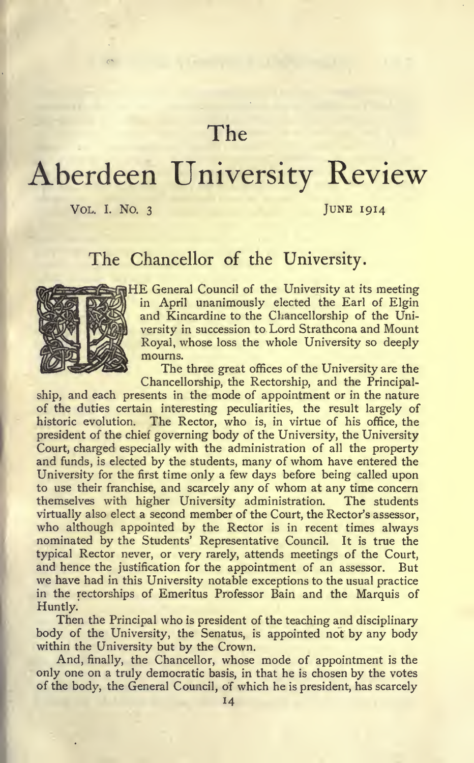# The Aberdeen University Review

VOL. I. NO. 3 JUNE 1914

## The Chancellor of the University.

THE General Council of the University at its meeting in April unanimously elected the Earl of Elgin and Kincardine to the Chancellorship of the University in succession to Lord Strathcona and Mount Royal, whose loss the whole University so deeply mourns.

The three great offices of the University are the Chancellorship, the Rectorship, and the Principalship, and each presents in the mode of appointment or in the nature of the duties certain interesting peculiarities, the result largely of historic evolution. The Rector, who is, in virtue of his office, the president of the chief governing body of the University, the University Court, charged especially with the administration of all the property and funds, is elected by the students, many of whom have entered the University for the first time only a few days before being called upon to use their franchise, and scarcely any of whom at any time concern themselves with higher University administration. The students virtually also elect a second member of the Court, the Rector's assessor, who although appointed by the Rector is in recent times always nominated by the Students' Representative Council. It is true the typical Rector never, or very rarely, attends meetings of the Court, and hence the justification for the appointment of an assessor. But we have had in this University notable exceptions to the usual practice in the rectorships of Emeritus Professor Bain and the Marquis of Huntly.

Then the Principal who is president of the teaching and disciplinary body of the University, the Senatus, is appointed not by any body within the University but by the Crown.

And, finally, the Chancellor, whose mode of appointment is the only one on a truly democratic basis, in that he is chosen by the votes of the body, the General Council, of which he is president, has scarcely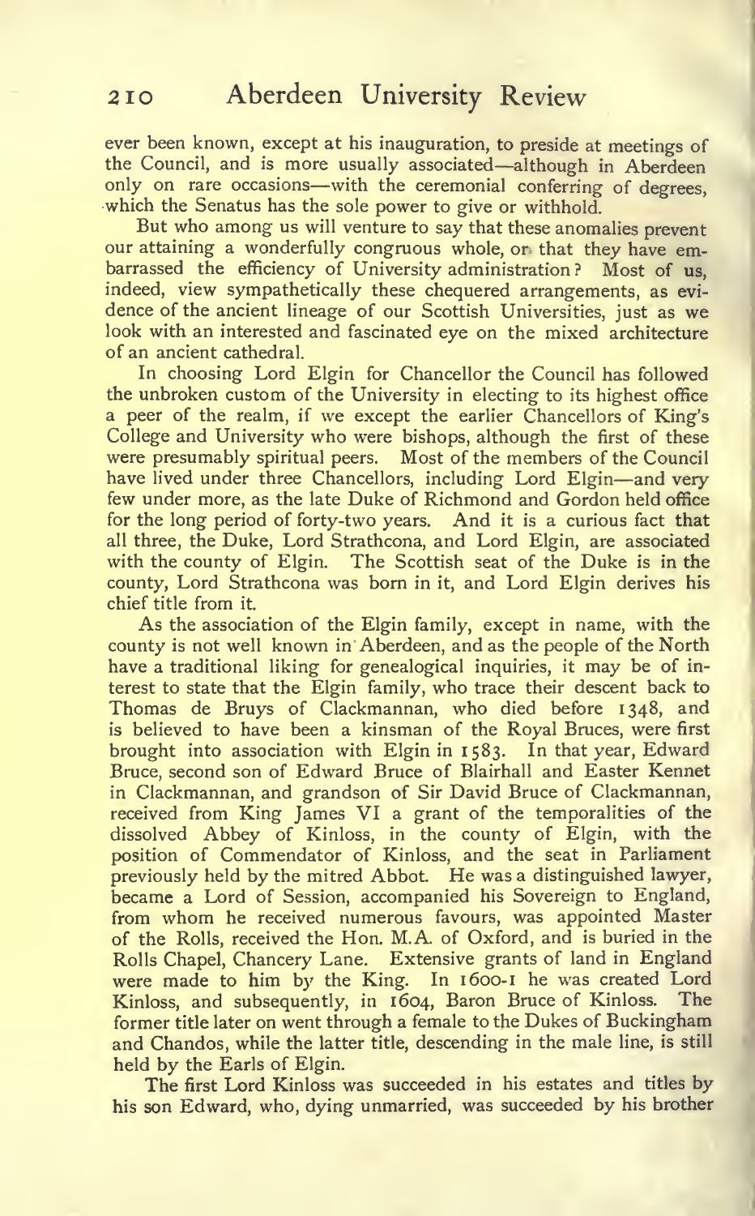ever been known, except at his inauguration, to preside at meetings of the Council, and is more usually associated—although in Aberdeen only on rare occasions—with the ceremonial conferring of degrees, which the Senatus has the sole power to give or withhold.

But who among us will venture to say that these anomalies prevent our attaining a wonderfully congruous whole, or that they have embarrassed the efficiency of University administration? Most of us, indeed, view sympathetically these chequered arrangements, as evidence of the ancient lineage of our Scottish Universities, just as we look with an interested and fascinated eye on the mixed architecture of an ancient cathedral.

In choosing Lord Elgin for Chancellor the Council has followed the unbroken custom of the University in electing to its highest office a peer of the realm, if we except the earlier Chancellors of King's College and University who were bishops, although the first of these were presumably spiritual peers. Most of the members of the Council have lived under three Chancellors, including Lord Elgin—and very few under more, as the late Duke of Richmond and Gordon held office for the long period of forty-two years. And it is a curious fact that all three, the Duke, Lord Strathcona, and Lord Elgin, are associated with the county of Elgin. The Scottish seat of the Duke is in the county, Lord Strathcona was born in it, and Lord Elgin derives his chief title from it.

As the association of the Elgin family, except in name, with the county is not well known in Aberdeen, and as the people of the North have a traditional liking for genealogical inquiries, it may be of interest to state that the Elgin family, who trace their descent back to Thomas de Bruys of Clackmannan, who died before 1348, and is believed to have been a kinsman of the Royal Bruces, were first brought into association with Elgin in 1583. In that year, Edward Bruce, second son of Edward Bruce of Blairhall and Easter Kennet in Clackmannan, and grandson of Sir David Bruce of Clackmannan, received from King James VI a grant of the temporalities of the dissolved Abbey of Kinloss, in the county of Elgin, with the position of Commendator of Kinloss, and the seat in Parliament previously held by the mitred Abbot. He was a distinguished lawyer, became a Lord of Session, accompanied his Sovereign to England, from whom he received numerous favours, was appointed Master of the Rolls, received the Hon. M.A. of Oxford, and is buried in the Rolls Chapel, Chancery Lane. Extensive grants of land in England were made to him by the King. In 1600-1 he was created Lord Kinloss, and subsequently, in 1604, Baron Bruce of Kinloss. The former title later on went through a female to the Dukes of Buckingham and Chandos, while the latter title, descending in the male line, is still held by the Earls of Elgin.

The first Lord Kinloss was succeeded in his estates and titles by his son Edward, who, dying unmarried, was succeeded by his brother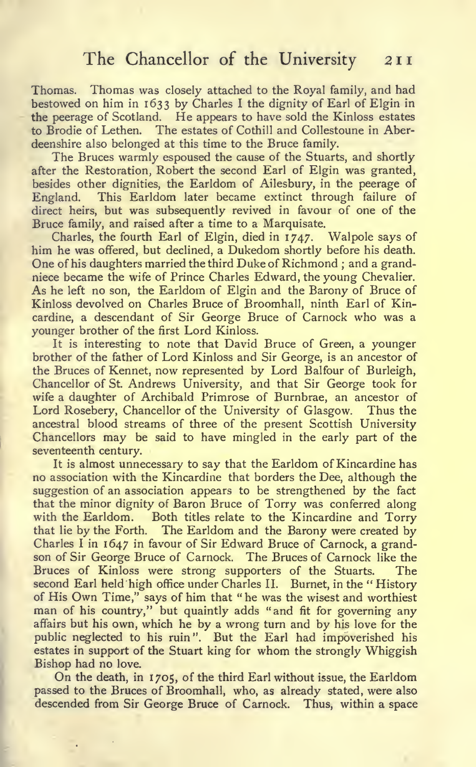Thomas. Thomas was closely attached to the Royal family, and had bestowed on him in 1633 by Charles I the dignity of Earl of Elgin in the peerage of Scotland. He appears to have sold the Kinloss estates to Brodie of Lethen. The estates of Cothill and Collestoune in Aberdeenshire also belonged at this time to the Bruce family.

The Bruces warmly espoused the cause of the Stuarts, and shortly after the Restoration, Robert the second Earl of Elgin was granted, besides other dignities, the Earldom of Ailesbury, in the peerage of England. This Earldom later became extinct through failure of direct heirs, but was subsequently revived in favour of one of the Bruce family, and raised after a time to a Marquisate.

Charles, the fourth Earl of Elgin, died in 1747. Walpole says of him he was offered, but declined, a Dukedom shortly before his death. One of his daughters married the third Duke of Richmond; and a grandniece became the wife of Prince Charles Edward, the young Chevalier. As he left no son, the Earldom of Elgin and the Barony of Bruce of Kinloss devolved on Charles Bruce of Broomhall, ninth Earl of Kincardine, a descendant of Sir George Bruce of Carnock who was a younger brother of the first Lord Kinloss.

It is interesting to note that David Bruce of Green, a younger brother of the father of Lord Kinloss and Sir George, is an ancestor of the Bruces of Kennet, now represented by Lord Balfour of Burleigh, Chancellor of St. Andrews University, and that Sir George took for wife a daughter of Archibald Primrose of Burnbrae, an ancestor of Lord Rosebery, Chancellor of the University of Glasgow. Thus the ancestral blood streams of three of the present Scottish University Chancellors may be said to have mingled in the early part of the seventeenth century.

It is almost unnecessary to say that the Earldom of Kincardine has no association with the Kincardine that borders the Dee, although the suggestion of an association appears to be strengthened by the fact that the minor dignity of Baron Bruce of Torry was conferred along with the Earldom. Both titles relate to the Kincardine and Torry that lie by the Forth. The Earldom and the Barony were created by Charles I in 1647 in favour of Sir Edward Bruce of Carnock, a grandson of Sir George Bruce of Carnock. The Bruces of Carnock like the Bruces of Kinloss were strong supporters of the Stuarts. The second Earl held high office under Charles II. Burnet, in the "History of His Own Time," says of him that "he was the wisest and worthiest man of his country," but quaintly adds "and fit for governing any affairs but his own, which he by a wrong turn and by his love for the public neglected to his ruin". But the Earl had impoverished his estates in support of the Stuart king for whom the strongly Whiggish Bishop had no love.

On the death, in 1705, of the third Earl without issue, the Earldom passed to the Bruces of Broomhall, who, as already stated, were also descended from Sir George Bruce of Carnock. Thus, within a space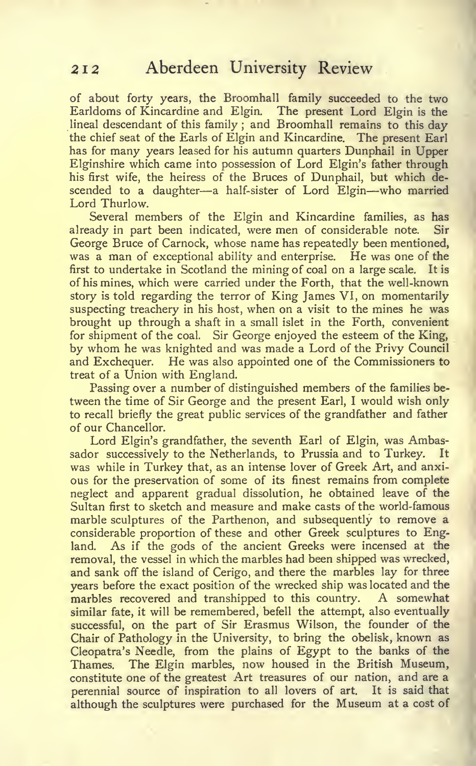of about forty years, the Broomhall family succeeded to the two Earldoms of Kincardine and Elgin. The present Lord Elgin is the lineal descendant of this family; and Broomhall remains to this day the chief seat of the Earls of Elgin and Kincardine. The present Earl has for many years leased for his autumn quarters Dunphail in Upper Elginshire which came into possession of Lord Elgin's father through his first wife, the heiress of the Bruces of Dunphail, but which descended to a daughter—a half-sister of Lord Elgin—who married Lord Thurlow.

Several members of the Elgin and Kincardine families, as has already in part been indicated, were men of considerable note. Sir George Bruce of Carnock, whose name has repeatedly been mentioned, was a man of exceptional ability and enterprise. He was one of the first to undertake in Scotland the mining of coal on a large scale. It is of his mines, which were carried under the Forth, that the well-known story is told regarding the terror of King James VI, on momentarily suspecting treachery in his host, when on a visit to the mines he was brought up through a shaft in a small islet in the Forth, convenient for shipment of the coal. Sir George enjoyed the esteem of the King, by whom he was knighted and was made a Lord of the Privy Council and Exchequer. He was also appointed one of the Commissioners to treat of a Union with England.

Passing over a number of distinguished members of the families between the time of Sir George and the present Earl, I would wish only to recall briefly the great public services of the grandfather and father of our Chancellor.

Lord Elgin's grandfather, the seventh Earl of Elgin, was Ambassador successively to the Netherlands, to Prussia and to Turkey. It was while in Turkey that, as an intense lover of Greek Art, and anxious for the preservation of some of its finest remains from complete neglect and apparent gradual dissolution, he obtained leave of the Sultan first to sketch and measure and make casts of the world-famous marble sculptures of the Parthenon, and subsequently to remove a considerable proportion of these and other Greek sculptures to England. As if the gods of the ancient Greeks were incensed at the removal, the vessel in which the marbles had been shipped was wrecked, and sank off the island of Cerigo, and there the marbles lay for three years before the exact position of the wrecked ship was located and the marbles recovered and transhipped to this country. A somewhat similar fate, it will be remembered, befell the attempt, also eventually successful, on the part of Sir Erasmus Wilson, the founder of the Chair of Pathology in the University, to bring the obelisk, known as Cleopatra's Needle, from the plains of Egypt to the banks of the Thames. The Elgin marbles, now housed in the British Museum, constitute one of the greatest Art treasures of our nation, and are a perennial source of inspiration to all lovers of art. It is said that although the sculptures were purchased for the Museum at a cost of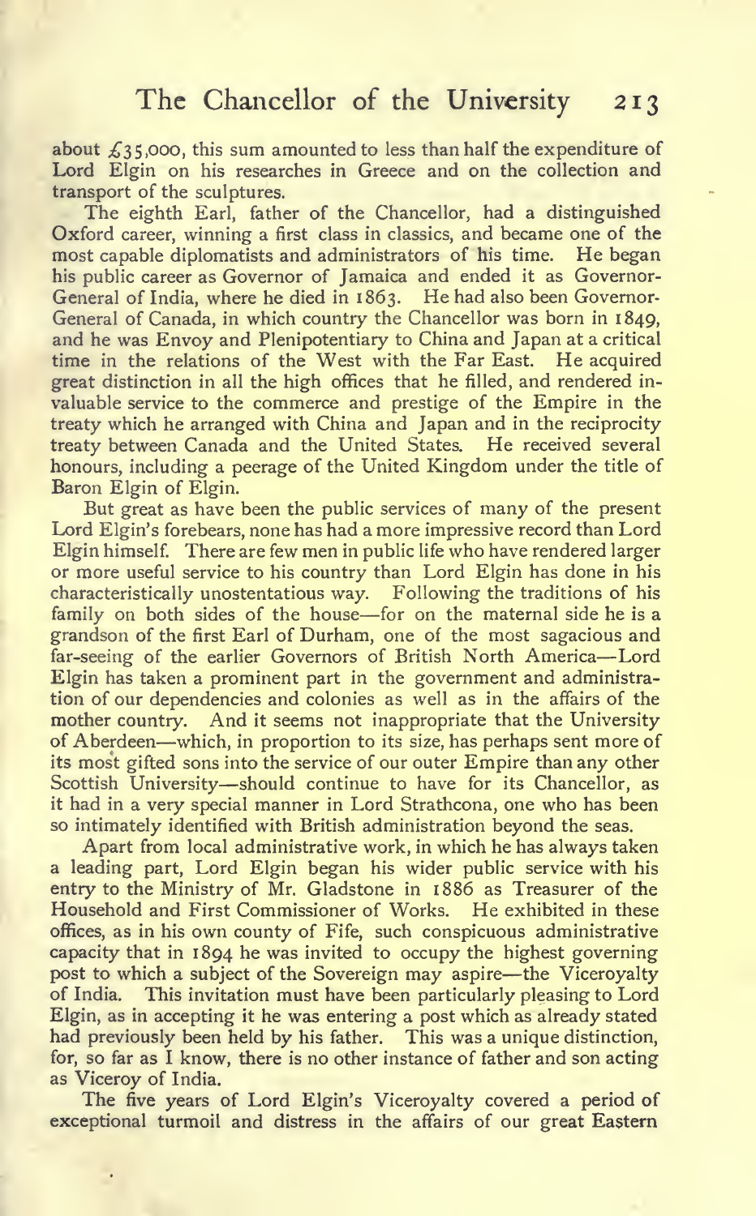about £35,000, this sum amounted to less than half the expenditure of Lord Elgin on his researches in Greece and on the collection and transport of the sculptures.

The eighth Earl, father of the Chancellor, had a distinguished Oxford career, winning a first class in classics, and became one of the most capable diplomatists and administrators of his time. He began his public career as Governor of Jamaica and ended it as Governor-General of India, where he died in 1863. He had also been Governor-General of Canada, in which country the Chancellor was born in 1849, and he was Envoy and Plenipotentiary to China and Japan at a critical time in the relations of the West with the Far East. He acquired great distinction in all the high offices that he filled, and rendered invaluable service to the commerce and prestige of the Empire in the treaty which he arranged with China and Japan and in the reciprocity treaty between Canada and the United States. He received several honours, including a peerage of the United Kingdom under the title of Baron Elgin of Elgin.

But great as have been the public services of many of the present Lord Elgin's forebears, none has had a more impressive record than Lord Elgin himself. There are few men in public life who have rendered larger or more useful service to his country than Lord Elgin has done in his characteristically unostentatious way. Following the traditions of his family on both sides of the house—for on the maternal side he is a grandson of the first Earl of Durham, one of the most sagacious and far-seeing of the earlier Governors of British North America—Lord Elgin has taken a prominent part in the government and administration of our dependencies and colonies as well as in the affairs of the mother country. And it seems not inappropriate that the University of Aberdeen—which, in proportion to its size, has perhaps sent more of its most gifted sons into the service of our outer Empire than any other Scottish University—should continue to have for its Chancellor, as it had in a very special manner in Lord Strathcona, one who has been so intimately identified with British administration beyond the seas.

Apart from local administrative work, in which he has always taken a leading part, Lord Elgin began his wider public service with his entry to the Ministry of Mr. Gladstone in 1886 as Treasurer of the Household and First Commissioner of Works. He exhibited in these offices, as in his own county of Fife, such conspicuous administrative capacity that in 1894 he was invited to occupy the highest governing post to which a subject of the Sovereign may aspire—the Viceroyalty of India. This invitation must have been particularly pleasing to Lord Elgin, as in accepting it he was entering a post which as already stated had previously been held by his father. This was a unique distinction, for, so far as I know, there is no other instance of father and son acting as Viceroy of India.

The five years of Lord Elgin's Viceroyalty covered a period of exceptional turmoil and distress in the affairs of our great Eastern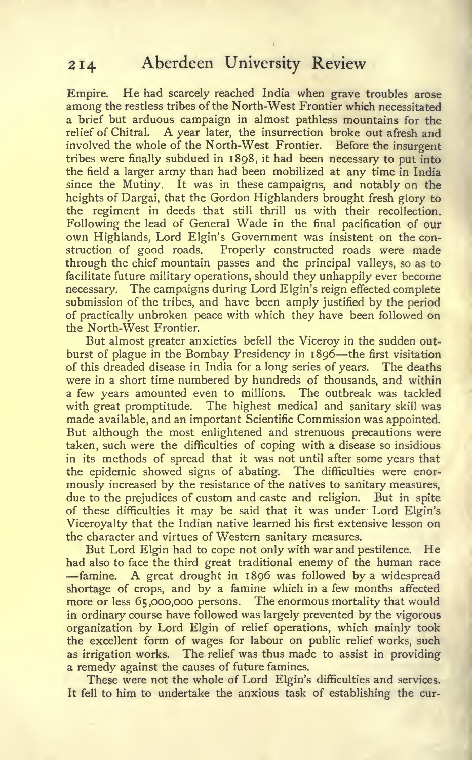Empire. He had scarcely reached India when grave troubles arose among the restless tribes of the North-West Frontier which necessitated a brief but arduous campaign in almost pathless mountains for the relief of Chitral. A year later, the insurrection broke out afresh and involved the whole of the North-West Frontier. Before the insurgent tribes were finally subdued in 1898, it had been necessary to put into the field a larger army than had been mobilized at any time in India since the Mutiny. It was in these campaigns, and notably on the heights of Dargai, that the Gordon Highlanders brought fresh glory to the regiment in deeds that still thrill us with their recollection. Following the lead of General Wade in the final pacification of our own Highlands, Lord Elgin's Government was insistent on the construction of good roads. Properly constructed roads were made through the chief mountain passes and the principal valleys, so as to facilitate future military operations, should they unhappily ever become necessary. The campaigns during Lord Elgin's reign effected complete submission of the tribes, and have been amply justified by the period of practically unbroken peace with which they have been followed on the North-West Frontier.

But almost greater anxieties befell the Viceroy in the sudden outburst of plague in the Bombay Presidency in 1896—the first visitation of this dreaded disease in India for a long series of years. The deaths were in a short time numbered by hundreds of thousands, and within a few years amounted even to millions. The outbreak was tackled with great promptitude. The highest medical and sanitary skill was made available, and an important Scientific Commission was appointed. But although the most enlightened and strenuous precautions were taken, such were the difficulties of coping with a disease so insidious in its methods of spread that it was not until after some years that the epidemic showed signs of abating. The difficulties were enormously increased by the resistance of the natives to sanitary measures, due to the prejudices of custom and caste and religion. But in spite of these difficulties it may be said that it was under Lord Elgin's Viceroyalty that the Indian native learned his first extensive lesson on the character and virtues of Western sanitary measures.

But Lord Elgin had to cope not only with war and pestilence. He had also to face the third great traditional enemy of the human race —famine. A great drought in 1896 was followed by a widespread shortage of crops, and by a famine which in a few months affected more or less 65,000,000 persons. The enormous mortality that would in ordinary course have followed was largely prevented by the vigorous organization by Lord Elgin of relief operations, which mainly took the excellent form of wages for labour on public relief works, such as irrigation works. The relief was thus made to assist in providing a remedy against the causes of future famines.

These were not the whole of Lord Elgin's difficulties and services. It fell to him to undertake the anxious task of establishing the cur-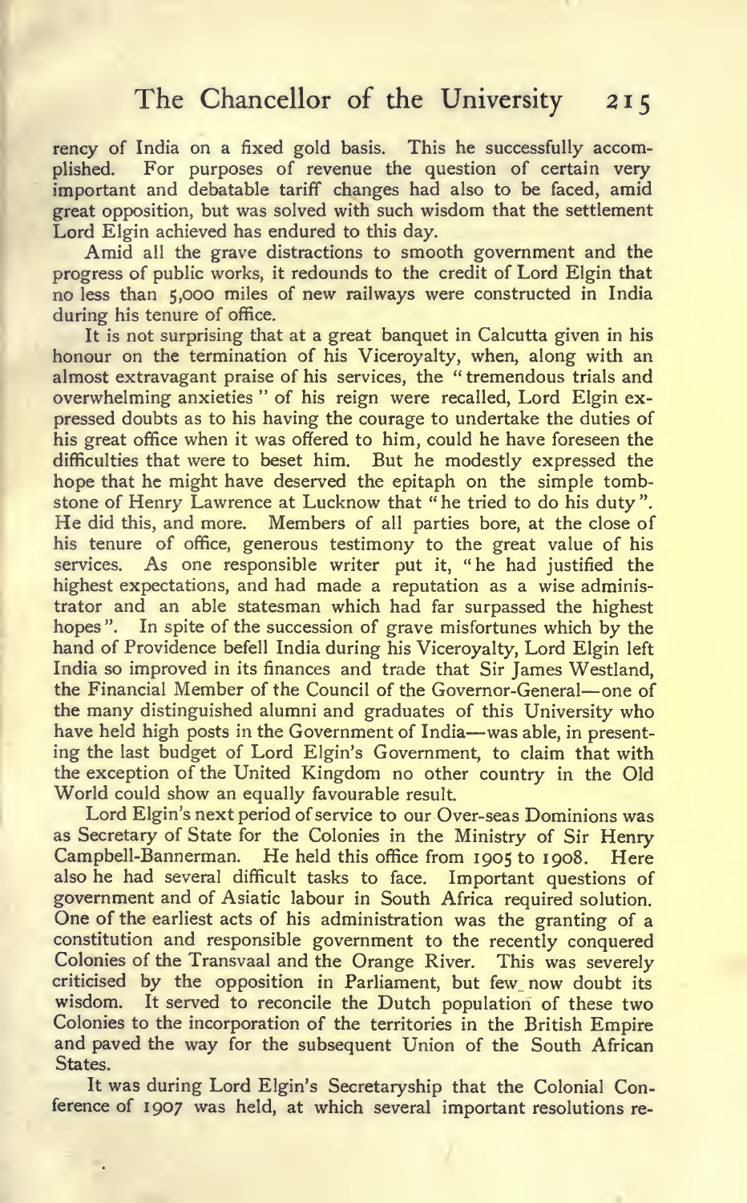rency of India on a fixed gold basis. This he successfully accomplished. For purposes of revenue the question of certain very important and debatable tariff changes had also to be faced, amid great opposition, but was solved with such wisdom that the settlement Lord Elgin achieved has endured to this day.

Amid all the grave distractions to smooth government and the progress of public works, it redounds to the credit of Lord Elgin that no less than 5,000 miles of new railways were constructed in India during his tenure of office.

It is not surprising that at a great banquet in Calcutta given in his honour on the termination of his Viceroyalty, when, along with an almost extravagant praise of his services, the "tremendous trials and overwhelming anxieties" of his reign were recalled, Lord Elgin expressed doubts as to his having the courage to undertake the duties of his great office when it was offered to him, could he have foreseen the difficulties that were to beset him. But he modestly expressed the hope that he might have deserved the epitaph on the simple tombstone of Henry Lawrence at Lucknow that "he tried to do his duty". He did this, and more. Members of all parties bore, at the close of his tenure of office, generous testimony to the great value of his services. As one responsible writer put it, "he had justified the highest expectations, and had made a reputation as a wise administrator and an able statesman which had far surpassed the highest hopes". In spite of the succession of grave misfortunes which by the hand of Providence befell India during his Viceroyalty, Lord Elgin left India so improved in its finances and trade that Sir James Westland, the Financial Member of the Council of the Governor-General—one of the many distinguished alumni and graduates of this University who have held high posts in the Government of India—was able, in presenting the last budget of Lord Elgin's Government, to claim that with the exception of the United Kingdom no other country in the Old World could show an equally favourable result.

Lord Elgin's next period of service to our Over-seas Dominions was as Secretary of State for the Colonies in the Ministry of Sir Henry Campbell-Bannerman. He held this office from 1905 to 1908. Here also he had several difficult tasks to face. Important questions of government and of Asiatic labour in South Africa required solution. One of the earliest acts of his administration was the granting of a constitution and responsible government to the recently conquered Colonies of the Transvaal and the Orange River. This was severely criticised by the opposition in Parliament, but few now doubt its wisdom. It served to reconcile the Dutch population of these two Colonies to the incorporation of the territories in the British Empire and paved the way for the subsequent Union of the South African States.

It was during Lord Elgin's Secretaryship that the Colonial Conference of 1907 was held, at which several important resolutions re-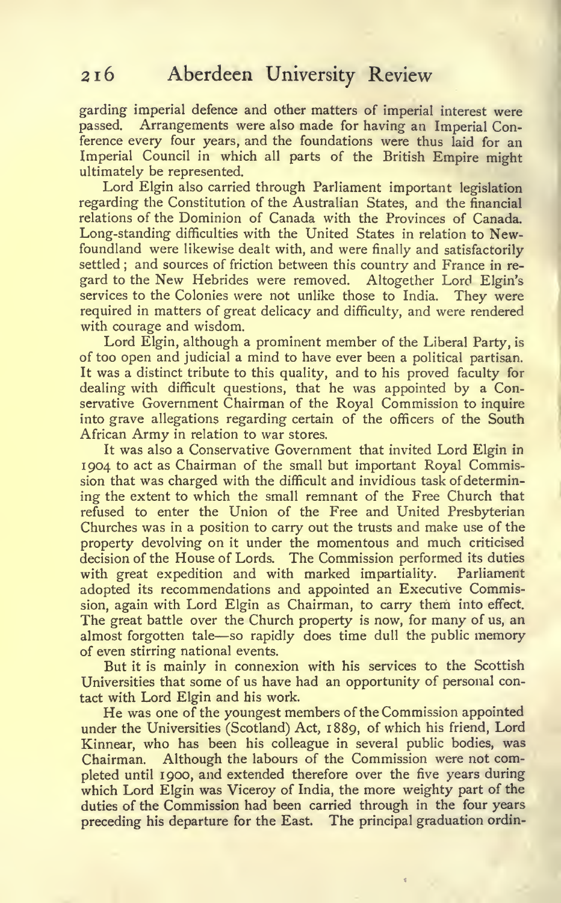garding imperial defence and other matters of imperial interest were passed. Arrangements were also made for having an Imperial Conference every four years, and the foundations were thus laid for an Imperial Council in which all parts of the British Empire might ultimately be represented.

Lord Elgin also carried through Parliament important legislation regarding the Constitution of the Australian States, and the financial relations of the Dominion of Canada with the Provinces of Canada. Long-standing difficulties with the United States in relation to Newfoundland were likewise dealt with, and were finally and satisfactorily settled; and sources of friction between this country and France in regard to the New Hebrides were removed. Altogether Lord Elgin's services to the Colonies were not unlike those to India. They were required in matters of great delicacy and difficulty, and were rendered with courage and wisdom.

Lord Elgin, although a prominent member of the Liberal Party, is of too open and judicial a mind to have ever been a political partisan. It was a distinct tribute to this quality, and to his proved faculty for dealing with difficult questions, that he was appointed by a Conservative Government Chairman of the Royal Commission to inquire into grave allegations regarding certain of the officers of the South African Army in relation to war stores.

It was also a Conservative Government that invited Lord Elgin in 1904 to act as Chairman of the small but important Royal Commission that was charged with the difficult and invidious task of determining the extent to which the small remnant of the Free Church that refused to enter the Union of the Free and United Presbyterian Churches was in a position to carry out the trusts and make use of the property devolving on it under the momentous and much criticised decision of the House of Lords. The Commission performed its duties with great expedition and with marked impartiality. Parliament adopted its recommendations and appointed an Executive Commission, again with Lord Elgin as Chairman, to carry them into effect. The great battle over the Church property is now, for many of us, an almost forgotten tale—so rapidly does time dull the public memory of even stirring national events.

But it is mainly in connexion with his services to the Scottish Universities that some of us have had an opportunity of personal contact with Lord Elgin and his work.

He was one of the youngest members of the Commission appointed under the Universities (Scotland) Act, 1889, of which his friend, Lord Kinnear, who has been his colleague in several public bodies, was Chairman. Although the labours of the Commission were not completed until 1900, and extended therefore over the five years during which Lord Elgin was Viceroy of India, the more weighty part of the duties of the Commission had been carried through in the four years preceding his departure for the East. The principal graduation ordin-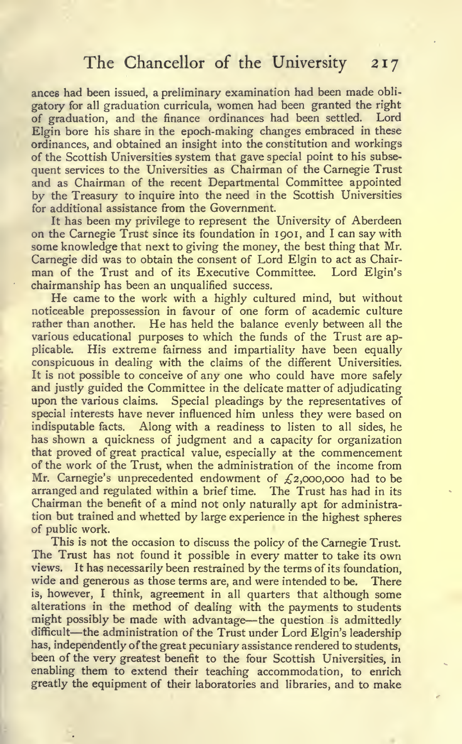ances had been issued, a preliminary examination had been made obligatory for all graduation curricula, women had been granted the right of graduation, and the finance ordinances had been settled. Lord Elgin bore his share in the epoch-making changes embraced in these ordinances, and obtained an insight into the constitution and workings of the Scottish Universities system that gave special point to his subsequent services to the Universities as Chairman of the Carnegie Trust and as Chairman of the recent Departmental Committee appointed by the Treasury to inquire into the need in the Scottish Universities for additional assistance from the Government.

It has been my privilege to represent the University of Aberdeen on the Carnegie Trust since its foundation in 1901, and I can say with some knowledge that next to giving the money, the best thing that Mr. Carnegie did was to obtain the consent of Lord Elgin to act as Chairman of the Trust and of its Executive Committee. Lord Elgin's chairmanship has been an unqualified success.

He came to the work with a highly cultured mind, but without noticeable prepossession in favour of one form of academic culture rather than another. He has held the balance evenly between all the various educational purposes to which the funds of the Trust are applicable. His extreme fairness and impartiality have been equally conspicuous in dealing with the claims of the different Universities. It is not possible to conceive of any one who could have more safely and justly guided the Committee in the delicate matter of adjudicating upon the various claims. Special pleadings by the representatives of special interests have never influenced him unless they were based on indisputable facts. Along with a readiness to listen to all sides, he has shown a quickness of judgment and a capacity for organization that proved of great practical value, especially at the commencement of the work of the Trust, when the administration of the income from Mr. Carnegie's unprecedented endowment of £2,000,000 had to be arranged and regulated within a brief time. The Trust has had in its Chairman the benefit of a mind not only naturally apt for administration but trained and whetted by large experience in the highest spheres of public work.

This is not the occasion to discuss the policy of the Carnegie Trust. The Trust has not found it possible in every matter to take its own views. It has necessarily been restrained by the terms of its foundation, wide and generous as those terms are, and were intended to be. There is, however, I think, agreement in all quarters that although some alterations in the method of dealing with the payments to students might possibly be made with advantage—the question is admittedly difficult—the administration of the Trust under Lord Elgin's leadership has, independently of the great pecuniary assistance rendered to students, been of the very greatest benefit to the four Scottish Universities, in enabling them to extend their teaching accommodation, to enrich greatly the equipment of their laboratories and libraries, and to make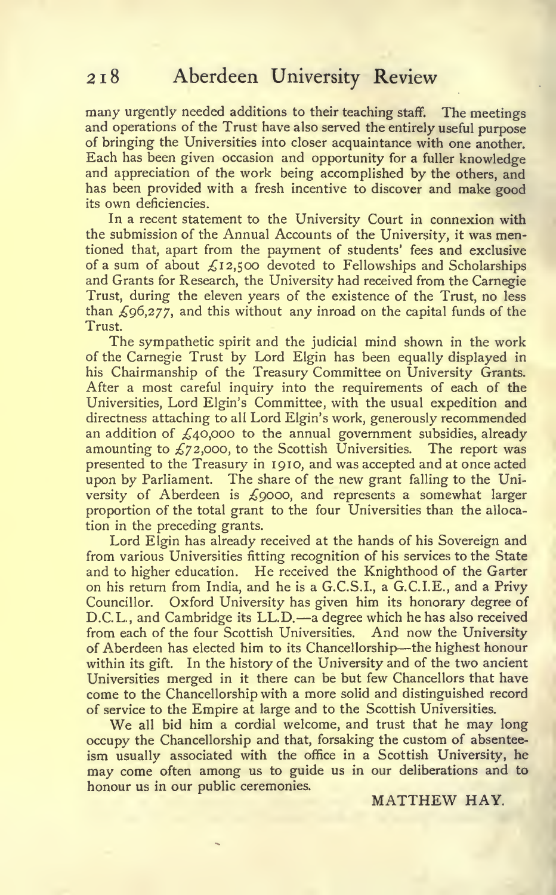many urgently needed additions to their teaching staff. The meetings and operations of the Trust have also served the entirely useful purpose of bringing the Universities into closer acquaintance with one another. Each has been given occasion and opportunity for a fuller knowledge and appreciation of the work being accomplished by the others, and has been provided with a fresh incentive to discover and make good its own deficiencies.

In a recent statement to the University Court in connexion with the submission of the Annual Accounts of the University, it was mentioned that, apart from the payment of students' fees and exclusive of a sum of about £12,500 devoted to Fellowships and Scholarships and Grants for Research, the University had received from the Carnegie Trust, during the eleven years of the existence of the Trust, no less than £96,277, and this without any inroad on the capital funds of the Trust.

The sympathetic spirit and the judicial mind shown in the work of the Carnegie Trust by Lord Elgin has been equally displayed in his Chairmanship of the Treasury Committee on University Grants. After a most careful inquiry into the requirements of each of the Universities, Lord Elgin's Committee, with the usual expedition and directness attaching to all Lord Elgin's work, generously recommended an addition of £40,000 to the annual government subsidies, already amounting to £72,000, to the Scottish Universities. The report was presented to the Treasury in 1910, and was accepted and at once acted upon by Parliament. The share of the new grant falling to the University of Aberdeen is £9000, and represents a somewhat larger proportion of the total grant to the four Universities than the allocation in the preceding grants.

Lord Elgin has already received at the hands of his Sovereign and from various Universities fitting recognition of his services to the State and to higher education. He received the Knighthood of the Garter on his return from India, and he is a G.C.S.I., a G.C.I.E., and a Privy Councillor. Oxford University has given him its honorary degree of D.C.L., and Cambridge its LL.D.—a degree which he has also received from each of the four Scottish Universities. And now the University of Aberdeen has elected him to its Chancellorship—the highest honour within its gift. In the history of the University and of the two ancient Universities merged in it there can be but few Chancellors that have come to the Chancellorship with a more solid and distinguished record of service to the Empire at large and to the Scottish Universities.

We all bid him a cordial welcome, and trust that he may long occupy the Chancellorship and that, forsaking the custom of absenteeism usually associated with the office in a Scottish University, he may come often among us to guide us in our deliberations and to honour us in our public ceremonies.

MATTHEW HAY.